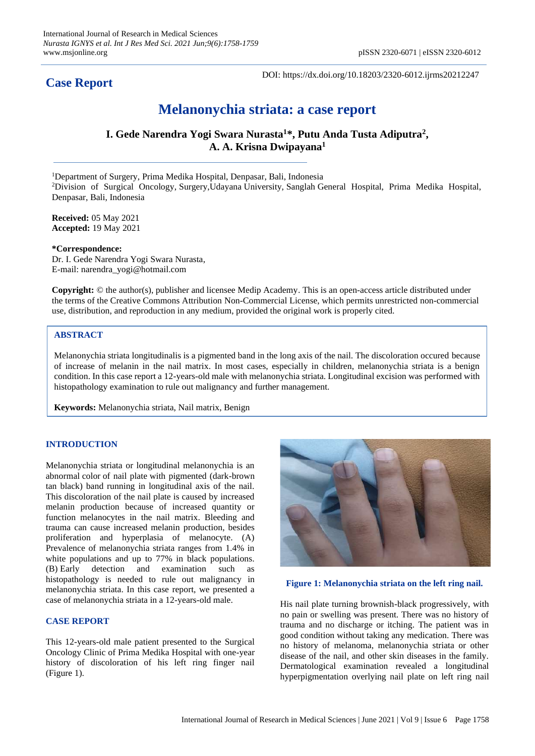# Case Report

DOI: https://dx.doi.org/10.18203/2320-6012.ijrms20212247

# Melanonychia striata: a case report

**I. Gede Narendra Yogi Swara Nurasta[1]*, Putu Anda Tusta Adiputra[2], A. A. Krisna Dwipayana[1]**

[1]Department of Surgery, Prima Medika Hospital, Denpasar, Bali, Indonesia
[2]Division of Surgical Oncology, Surgery, Udayana University, Sanglah General Hospital, Prima Medika Hospital, Denpasar, Bali, Indonesia

**Received:** 05 May 2021
**Accepted:** 19 May 2021

***Correspondence:**
Dr. I. Gede Narendra Yogi Swara Nurasta,
E-mail: narendra_yogi@hotmail.com

**Copyright:** © the author(s), publisher and licensee Medip Academy. This is an open-access article distributed under the terms of the Creative Commons Attribution Non-Commercial License, which permits unrestricted non-commercial use, distribution, and reproduction in any medium, provided the original work is properly cited.

## ABSTRACT

Melanonychia striata longitudinalis is a pigmented band in the long axis of the nail. The discoloration occured because of increase of melanin in the nail matrix. In most cases, especially in children, melanonychia striata is a benign condition. In this case report a 12-years-old male with melanonychia striata. Longitudinal excision was performed with histopathology examination to rule out malignancy and further management.

**Keywords:** Melanonychia striata, Nail matrix, Benign

## INTRODUCTION

Melanonychia striata or longitudinal melanonychia is an abnormal color of nail plate with pigmented (dark-brown tan black) band running in longitudinal axis of the nail. This discoloration of the nail plate is caused by increased melanin production because of increased quantity or function melanocytes in the nail matrix. Bleeding and trauma can cause increased melanin production, besides proliferation and hyperplasia of melanocyte. (A) Prevalence of melanonychia striata ranges from 1.4% in white populations and up to 77% in black populations. (B) Early detection and examination such as histopathology is needed to rule out malignancy in melanonychia striata. In this case report, we presented a case of melanonychia striata in a 12-years-old male.

## CASE REPORT

This 12-years-old male patient presented to the Surgical Oncology Clinic of Prima Medika Hospital with one-year history of discoloration of his left ring finger nail (Figure 1).

**Figure 1: Melanonychia striata on the left ring nail.**

His nail plate turning brownish-black progressively, with no pain or swelling was present. There was no history of trauma and no discharge or itching. The patient was in good condition without taking any medication. There was no history of melanoma, melanonychia striata or other disease of the nail, and other skin diseases in the family. Dermatological examination revealed a longitudinal hyperpigmentation overlying nail plate on left ring nail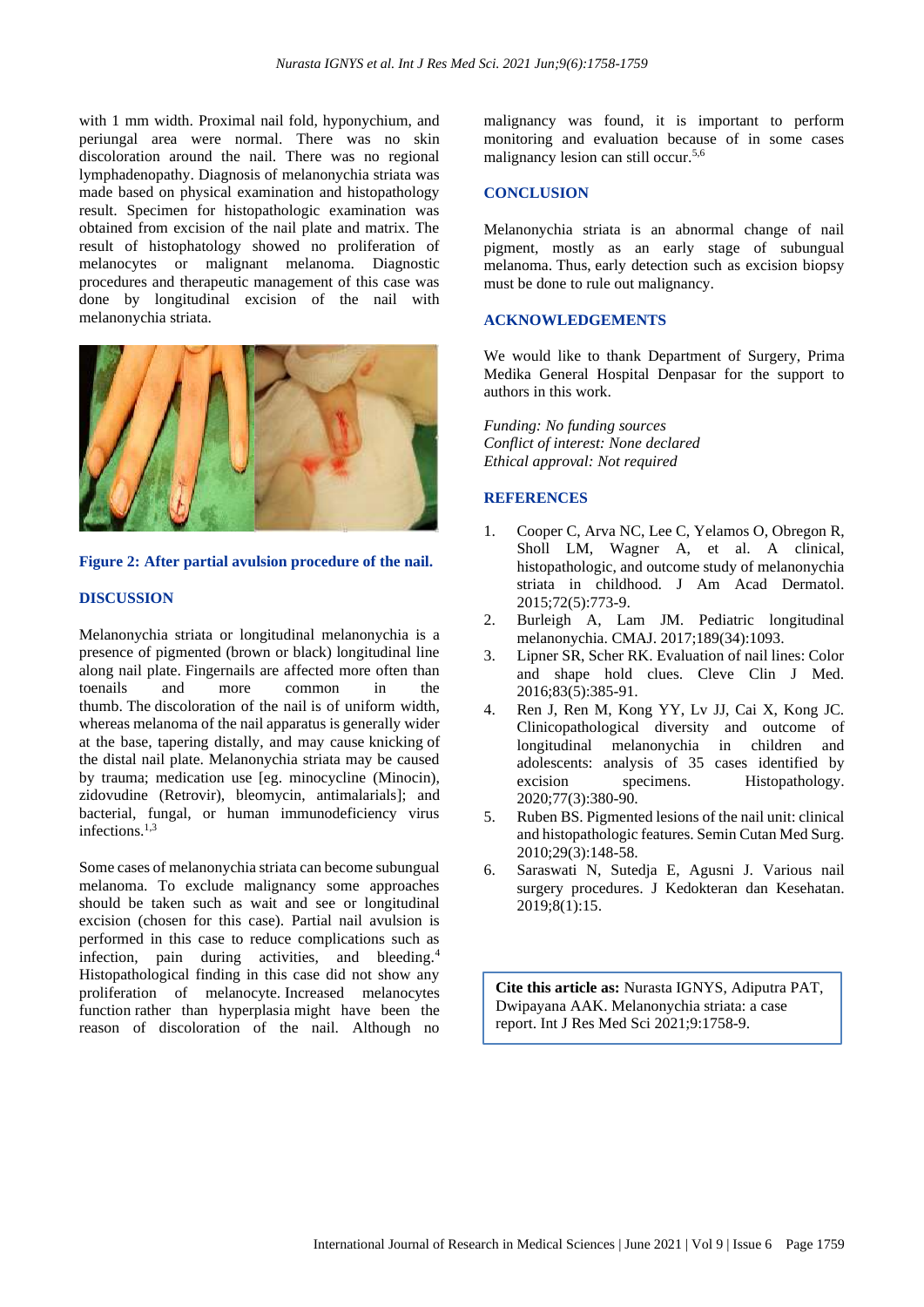with 1 mm width. Proximal nail fold, hyponychium, and periungal area were normal. There was no skin discoloration around the nail. There was no regional lymphadenopathy. Diagnosis of melanonychia striata was made based on physical examination and histopathology result. Specimen for histopathologic examination was obtained from excision of the nail plate and matrix. The result of histophatology showed no proliferation of melanocytes or malignant melanoma. Diagnostic procedures and therapeutic management of this case was done by longitudinal excision of the nail with melanonychia striata.

**Figure 2: After partial avulsion procedure of the nail.**

## DISCUSSION

Melanonychia striata or longitudinal melanonychia is a presence of pigmented (brown or black) longitudinal line along nail plate. Fingernails are affected more often than toenails and more common in the thumb. The discoloration of the nail is of uniform width, whereas melanoma of the nail apparatus is generally wider at the base, tapering distally, and may cause knicking of the distal nail plate. Melanonychia striata may be caused by trauma; medication use [eg. minocycline (Minocin), zidovudine (Retrovir), bleomycin, antimalarials]; and bacterial, fungal, or human immunodeficiency virus infections.[1,3]

Some cases of melanonychia striata can become subungual melanoma. To exclude malignancy some approaches should be taken such as wait and see or longitudinal excision (chosen for this case). Partial nail avulsion is performed in this case to reduce complications such as infection, pain during activities, and bleeding.[4] Histopathological finding in this case did not show any proliferation of melanocyte. Increased melanocytes function rather than hyperplasia might have been the reason of discoloration of the nail. Although no malignancy was found, it is important to perform monitoring and evaluation because of in some cases malignancy lesion can still occur.[5,6]

## CONCLUSION

Melanonychia striata is an abnormal change of nail pigment, mostly as an early stage of subungual melanoma. Thus, early detection such as excision biopsy must be done to rule out malignancy.

## ACKNOWLEDGEMENTS

We would like to thank Department of Surgery, Prima Medika General Hospital Denpasar for the support to authors in this work.

*Funding: No funding sources*
*Conflict of interest: None declared*
*Ethical approval: Not required*

## REFERENCES

1. Cooper C, Arva NC, Lee C, Yelamos O, Obregon R, Sholl LM, Wagner A, et al. A clinical, histopathologic, and outcome study of melanonychia striata in childhood. J Am Acad Dermatol. 2015;72(5):773-9.
2. Burleigh A, Lam JM. Pediatric longitudinal melanonychia. CMAJ. 2017;189(34):1093.
3. Lipner SR, Scher RK. Evaluation of nail lines: Color and shape hold clues. Cleve Clin J Med. 2016;83(5):385-91.
4. Ren J, Ren M, Kong YY, Lv JJ, Cai X, Kong JC. Clinicopathological diversity and outcome of longitudinal melanonychia in children and adolescents: analysis of 35 cases identified by excision specimens. Histopathology. 2020;77(3):380-90.
5. Ruben BS. Pigmented lesions of the nail unit: clinical and histopathologic features. Semin Cutan Med Surg. 2010;29(3):148-58.
6. Saraswati N, Sutedja E, Agusni J. Various nail surgery procedures. J Kedokteran dan Kesehatan. 2019;8(1):15.

**Cite this article as:** Nurasta IGNYS, Adiputra PAT, Dwipayana AAK. Melanonychia striata: a case report. Int J Res Med Sci 2021;9:1758-9.